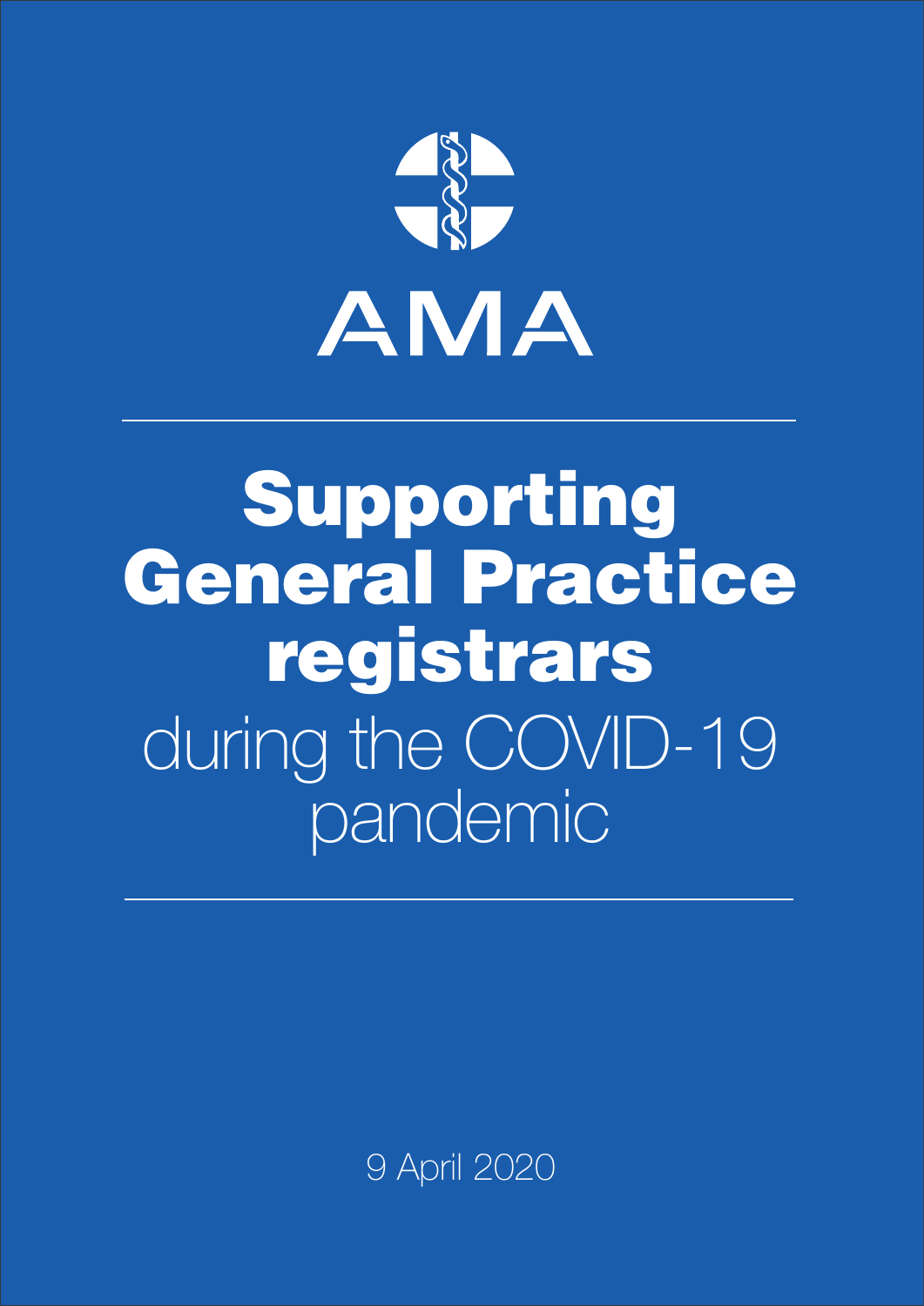AMA

# Supporting General Practice registrars during the COVID-19 pandemic

9 April 2020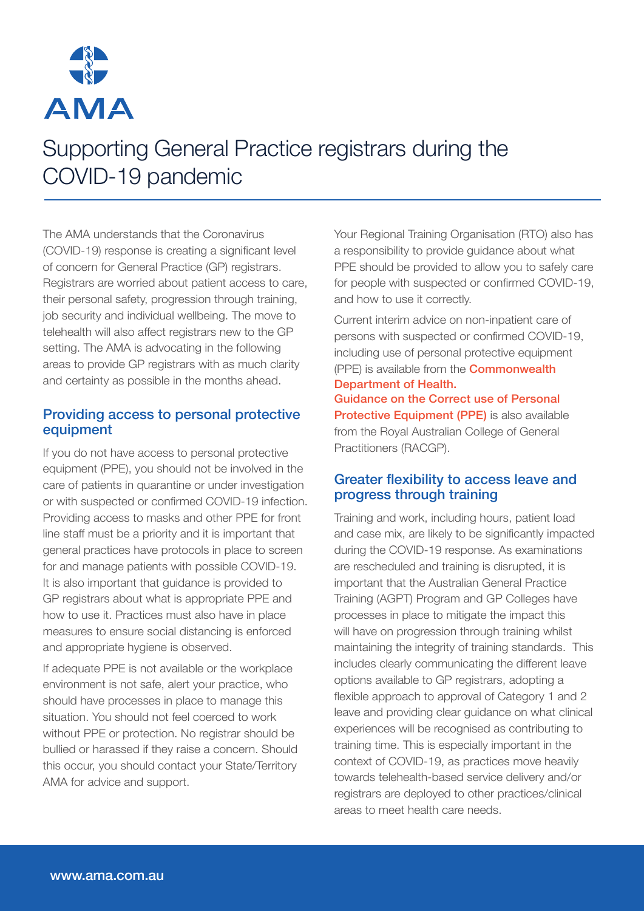# Supporting General Practice registrars during the COVID-19 pandemic

The AMA understands that the Coronavirus (COVID-19) response is creating a significant level of concern for General Practice (GP) registrars. Registrars are worried about patient access to care, their personal safety, progression through training, job security and individual wellbeing. The move to telehealth will also affect registrars new to the GP setting. The AMA is advocating in the following areas to provide GP registrars with as much clarity and certainty as possible in the months ahead.

## Providing access to personal protective equipment

If you do not have access to personal protective equipment (PPE), you should not be involved in the care of patients in quarantine or under investigation or with suspected or confirmed COVID-19 infection. Providing access to masks and other PPE for front line staff must be a priority and it is important that general practices have protocols in place to screen for and manage patients with possible COVID-19. It is also important that guidance is provided to GP registrars about what is appropriate PPE and how to use it. Practices must also have in place measures to ensure social distancing is enforced and appropriate hygiene is observed.

If adequate PPE is not available or the workplace environment is not safe, alert your practice, who should have processes in place to manage this situation. You should not feel coerced to work without PPE or protection. No registrar should be bullied or harassed if they raise a concern. Should this occur, you should contact your State/Territory AMA for advice and support.

Your Regional Training Organisation (RTO) also has a responsibility to provide guidance about what PPE should be provided to allow you to safely care for people with suspected or confirmed COVID-19, and how to use it correctly.

Current interim advice on non-inpatient care of persons with suspected or confirmed COVID-19, including use of personal protective equipment (PPE) is available from the **Commonwealth Department of Health.**

**Guidance on the Correct use of Personal Protective Equipment (PPE)** is also available from the Royal Australian College of General Practitioners (RACGP).

## Greater flexibility to access leave and progress through training

Training and work, including hours, patient load and case mix, are likely to be significantly impacted during the COVID-19 response. As examinations are rescheduled and training is disrupted, it is important that the Australian General Practice Training (AGPT) Program and GP Colleges have processes in place to mitigate the impact this will have on progression through training whilst maintaining the integrity of training standards. This includes clearly communicating the different leave options available to GP registrars, adopting a flexible approach to approval of Category 1 and 2 leave and providing clear guidance on what clinical experiences will be recognised as contributing to training time. This is especially important in the context of COVID-19, as practices move heavily towards telehealth-based service delivery and/or registrars are deployed to other practices/clinical areas to meet health care needs.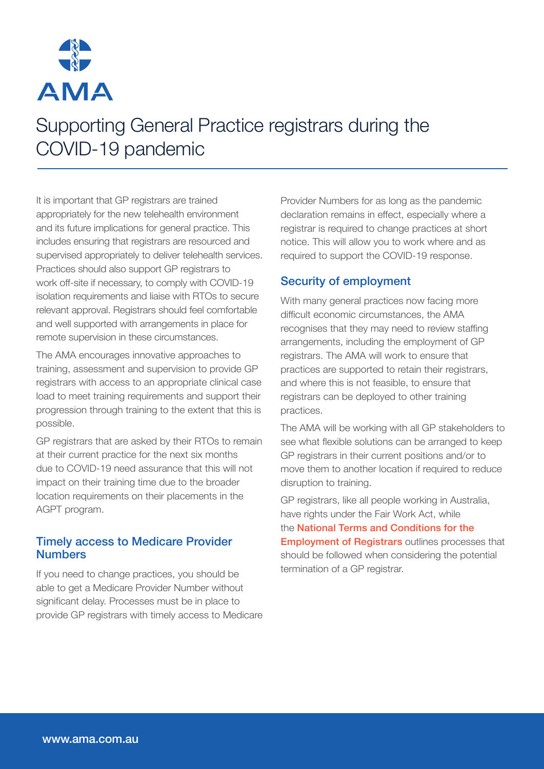# Supporting General Practice registrars during the COVID-19 pandemic

It is important that GP registrars are trained appropriately for the new telehealth environment and its future implications for general practice. This includes ensuring that registrars are resourced and supervised appropriately to deliver telehealth services. Practices should also support GP registrars to work off-site if necessary, to comply with COVID-19 isolation requirements and liaise with RTOs to secure relevant approval. Registrars should feel comfortable and well supported with arrangements in place for remote supervision in these circumstances.

The AMA encourages innovative approaches to training, assessment and supervision to provide GP registrars with access to an appropriate clinical case load to meet training requirements and support their progression through training to the extent that this is possible.

GP registrars that are asked by their RTOs to remain at their current practice for the next six months due to COVID-19 need assurance that this will not impact on their training time due to the broader location requirements on their placements in the AGPT program.

## Timely access to Medicare Provider Numbers

If you need to change practices, you should be able to get a Medicare Provider Number without significant delay. Processes must be in place to provide GP registrars with timely access to Medicare Provider Numbers for as long as the pandemic declaration remains in effect, especially where a registrar is required to change practices at short notice. This will allow you to work where and as required to support the COVID-19 response.

## Security of employment

With many general practices now facing more difficult economic circumstances, the AMA recognises that they may need to review staffing arrangements, including the employment of GP registrars. The AMA will work to ensure that practices are supported to retain their registrars, and where this is not feasible, to ensure that registrars can be deployed to other training practices.

The AMA will be working with all GP stakeholders to see what flexible solutions can be arranged to keep GP registrars in their current positions and/or to move them to another location if required to reduce disruption to training.

GP registrars, like all people working in Australia, have rights under the Fair Work Act, while the **National Terms and Conditions for the Employment of Registrars** outlines processes that should be followed when considering the potential termination of a GP registrar.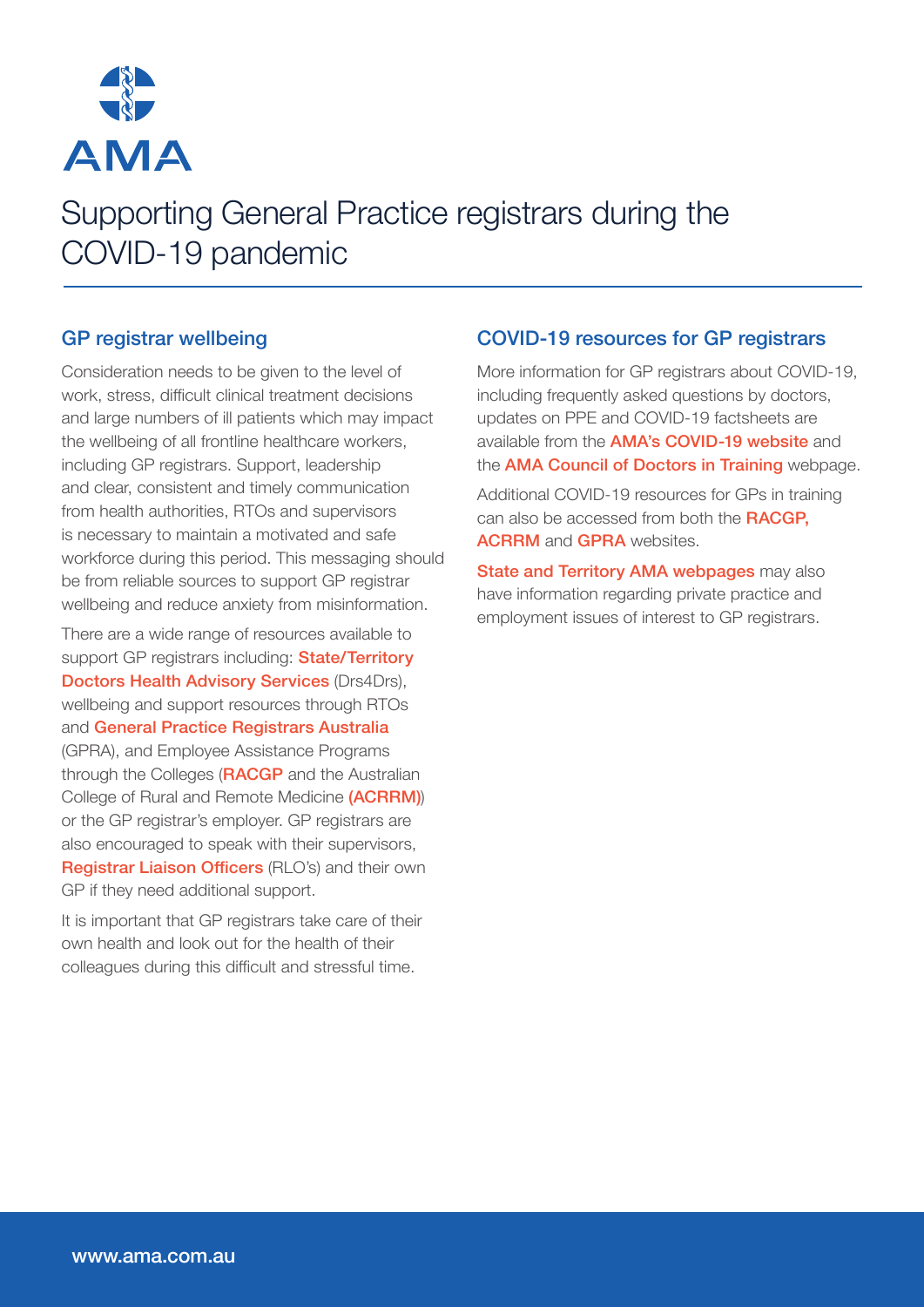# Supporting General Practice registrars during the COVID-19 pandemic

## GP registrar wellbeing

Consideration needs to be given to the level of work, stress, difficult clinical treatment decisions and large numbers of ill patients which may impact the wellbeing of all frontline healthcare workers, including GP registrars. Support, leadership and clear, consistent and timely communication from health authorities, RTOs and supervisors is necessary to maintain a motivated and safe workforce during this period. This messaging should be from reliable sources to support GP registrar wellbeing and reduce anxiety from misinformation.

There are a wide range of resources available to support GP registrars including: **State/Territory Doctors Health Advisory Services** (Drs4Drs), wellbeing and support resources through RTOs and **General Practice Registrars Australia** (GPRA), and Employee Assistance Programs through the Colleges (**RACGP** and the Australian College of Rural and Remote Medicine **(ACRRM)**) or the GP registrar's employer. GP registrars are also encouraged to speak with their supervisors, **Registrar Liaison Officers** (RLO's) and their own GP if they need additional support.

It is important that GP registrars take care of their own health and look out for the health of their colleagues during this difficult and stressful time.

## COVID-19 resources for GP registrars

More information for GP registrars about COVID-19, including frequently asked questions by doctors, updates on PPE and COVID-19 factsheets are available from the **AMA's COVID-19 website** and the **AMA Council of Doctors in Training** webpage.

Additional COVID-19 resources for GPs in training can also be accessed from both the **RACGP, ACRRM** and **GPRA** websites.

**State and Territory AMA webpages** may also have information regarding private practice and employment issues of interest to GP registrars.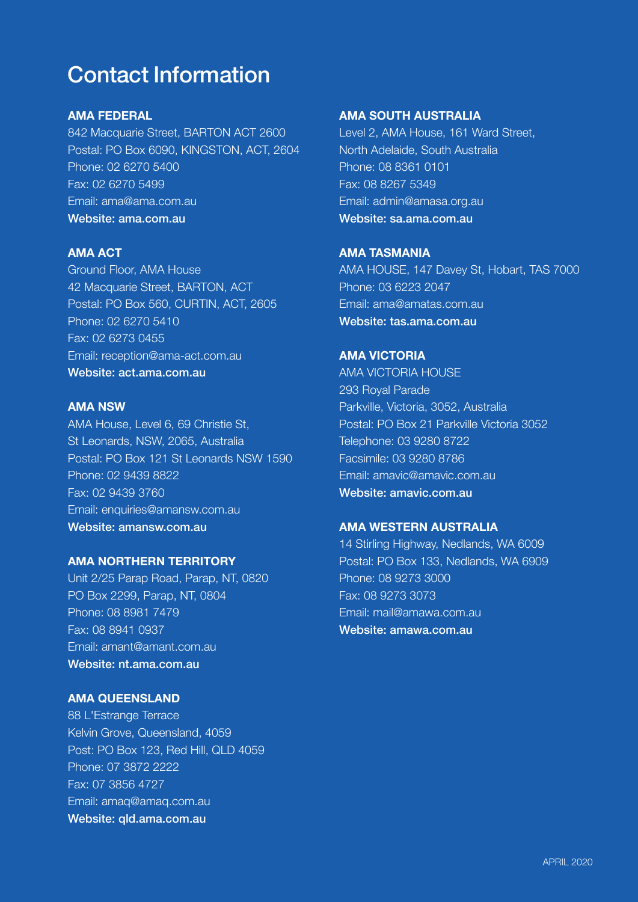# Contact Information

**AMA FEDERAL**
842 Macquarie Street, BARTON ACT 2600
Postal: PO Box 6090, KINGSTON, ACT, 2604
Phone: 02 6270 5400
Fax: 02 6270 5499
Email: ama@ama.com.au
**Website: ama.com.au**

**AMA ACT**
Ground Floor, AMA House
42 Macquarie Street, BARTON, ACT
Postal: PO Box 560, CURTIN, ACT, 2605
Phone: 02 6270 5410
Fax: 02 6273 0455
Email: reception@ama-act.com.au
**Website: act.ama.com.au**

**AMA NSW**
AMA House, Level 6, 69 Christie St,
St Leonards, NSW, 2065, Australia
Postal: PO Box 121 St Leonards NSW 1590
Phone: 02 9439 8822
Fax: 02 9439 3760
Email: enquiries@amansw.com.au
**Website: amansw.com.au**

**AMA NORTHERN TERRITORY**
Unit 2/25 Parap Road, Parap, NT, 0820
PO Box 2299, Parap, NT, 0804
Phone: 08 8981 7479
Fax: 08 8941 0937
Email: amant@amant.com.au
**Website: nt.ama.com.au**

**AMA QUEENSLAND**
88 L'Estrange Terrace
Kelvin Grove, Queensland, 4059
Post: PO Box 123, Red Hill, QLD 4059
Phone: 07 3872 2222
Fax: 07 3856 4727
Email: amaq@amaq.com.au
**Website: qld.ama.com.au**

**AMA SOUTH AUSTRALIA**
Level 2, AMA House, 161 Ward Street,
North Adelaide, South Australia
Phone: 08 8361 0101
Fax: 08 8267 5349
Email: admin@amasa.org.au
**Website: sa.ama.com.au**

**AMA TASMANIA**
AMA HOUSE, 147 Davey St, Hobart, TAS 7000
Phone: 03 6223 2047
Email: ama@amatas.com.au
**Website: tas.ama.com.au**

**AMA VICTORIA**
AMA VICTORIA HOUSE
293 Royal Parade
Parkville, Victoria, 3052, Australia
Postal: PO Box 21 Parkville Victoria 3052
Telephone: 03 9280 8722
Facsimile: 03 9280 8786
Email: amavic@amavic.com.au
**Website: amavic.com.au**

**AMA WESTERN AUSTRALIA**
14 Stirling Highway, Nedlands, WA 6009
Postal: PO Box 133, Nedlands, WA 6909
Phone: 08 9273 3000
Fax: 08 9273 3073
Email: mail@amawa.com.au
**Website: amawa.com.au**

APRIL 2020